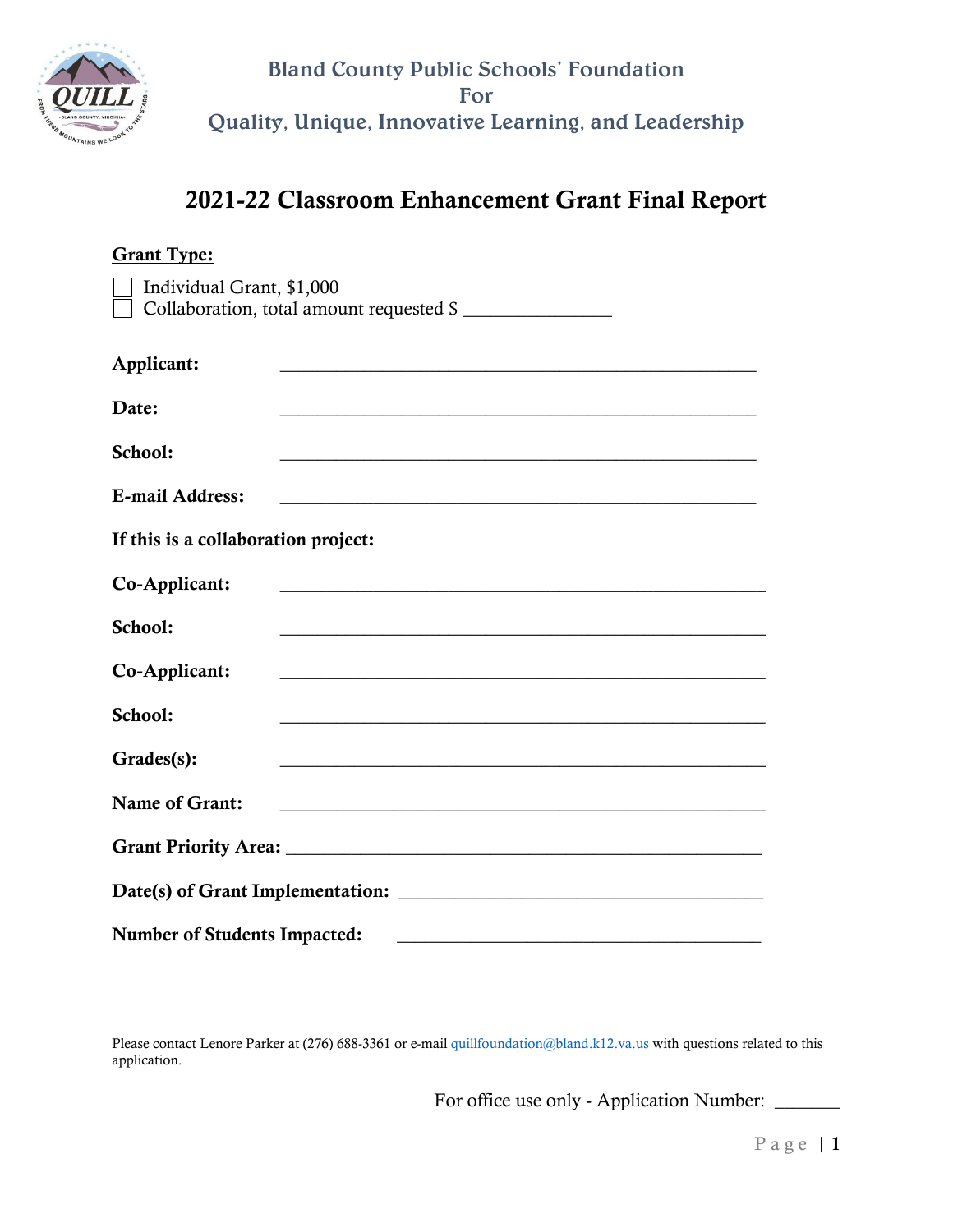Bland County Public Schools' Foundation
For
Quality, Unique, Innovative Learning, and Leadership

# 2021-22 Classroom Enhancement Grant Final Report

**Grant Type:**

☐ Individual Grant, $1,000
☐ Collaboration, total amount requested $ _______________

**Applicant:** _______________________________________________

**Date:** _______________________________________________

**School:** _______________________________________________

**E-mail Address:** _______________________________________________

**If this is a collaboration project:**

**Co-Applicant:** _______________________________________________

**School:** _______________________________________________

**Co-Applicant:** _______________________________________________

**School:** _______________________________________________

**Grades(s):** _______________________________________________

**Name of Grant:** _______________________________________________

**Grant Priority Area:** _______________________________________________

**Date(s) of Grant Implementation:** _____________________________________

**Number of Students Impacted:** _____________________________________

Please contact Lenore Parker at (276) 688-3361 or e-mail quillfoundation@bland.k12.va.us with questions related to this application.

For office use only - Application Number: ______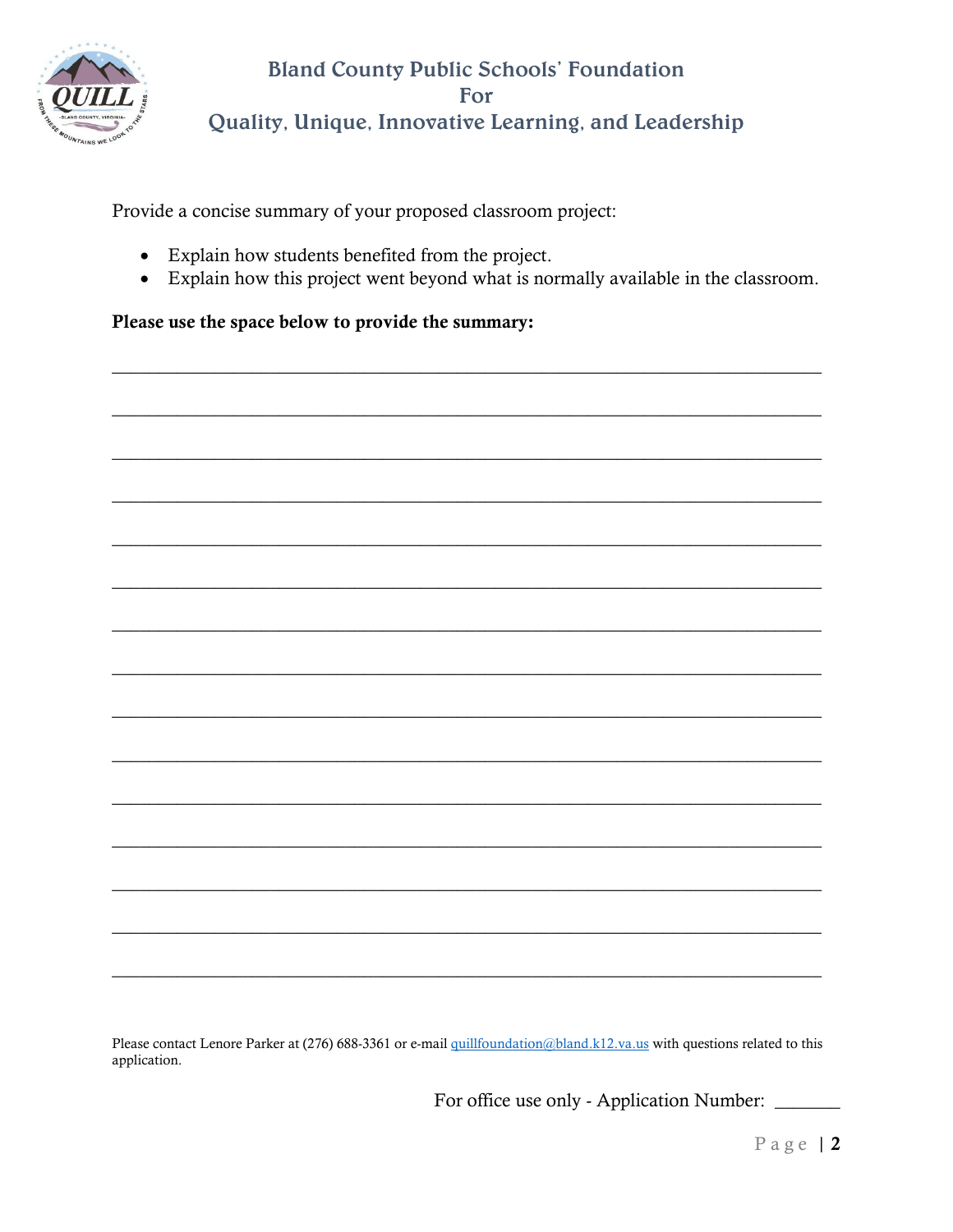# Bland County Public Schools' Foundation
# For
# Quality, Unique, Innovative Learning, and Leadership

Provide a concise summary of your proposed classroom project:

- Explain how students benefited from the project.
- Explain how this project went beyond what is normally available in the classroom.

**Please use the space below to provide the summary:**

_______________________________________________________________________________

_______________________________________________________________________________

_______________________________________________________________________________

_______________________________________________________________________________

_______________________________________________________________________________

_______________________________________________________________________________

_______________________________________________________________________________

_______________________________________________________________________________

_______________________________________________________________________________

_______________________________________________________________________________

_______________________________________________________________________________

_______________________________________________________________________________

_______________________________________________________________________________

_______________________________________________________________________________

_______________________________________________________________________________

Please contact Lenore Parker at (276) 688-3361 or e-mail quillfoundation@bland.k12.va.us with questions related to this application.

For office use only - Application Number: _______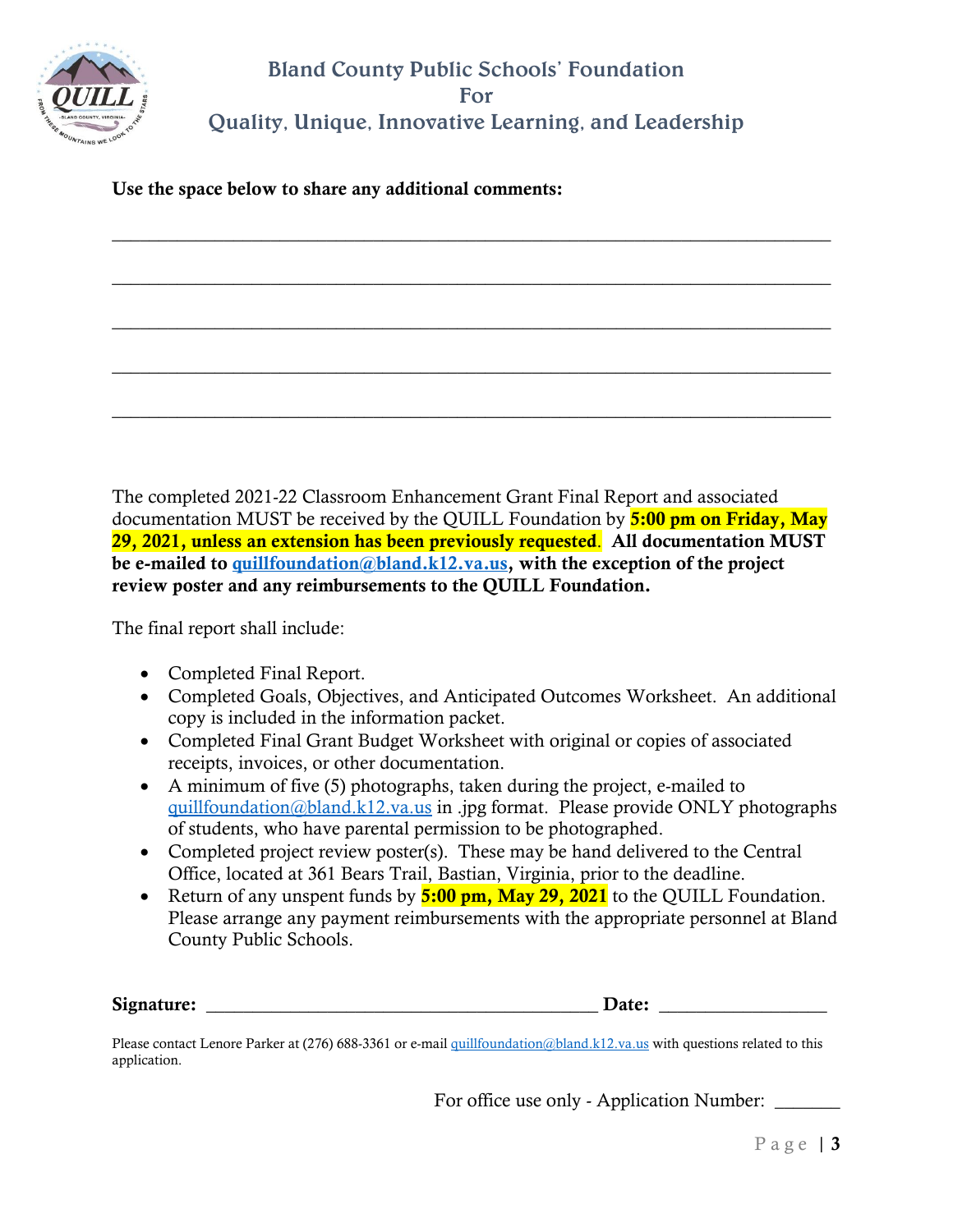# Bland County Public Schools' Foundation
# For
# Quality, Unique, Innovative Learning, and Leadership

**Use the space below to share any additional comments:**

______________________________________________________________________________

______________________________________________________________________________

______________________________________________________________________________

______________________________________________________________________________

______________________________________________________________________________

The completed 2021-22 Classroom Enhancement Grant Final Report and associated documentation MUST be received by the QUILL Foundation by **5:00 pm on Friday, May 29, 2021, unless an extension has been previously requested**. **All documentation MUST be e-mailed to quillfoundation@bland.k12.va.us, with the exception of the project review poster and any reimbursements to the QUILL Foundation.**

The final report shall include:

- Completed Final Report.
- Completed Goals, Objectives, and Anticipated Outcomes Worksheet. An additional copy is included in the information packet.
- Completed Final Grant Budget Worksheet with original or copies of associated receipts, invoices, or other documentation.
- A minimum of five (5) photographs, taken during the project, e-mailed to quillfoundation@bland.k12.va.us in .jpg format. Please provide ONLY photographs of students, who have parental permission to be photographed.
- Completed project review poster(s). These may be hand delivered to the Central Office, located at 361 Bears Trail, Bastian, Virginia, prior to the deadline.
- Return of any unspent funds by **5:00 pm, May 29, 2021** to the QUILL Foundation. Please arrange any payment reimbursements with the appropriate personnel at Bland County Public Schools.

**Signature:** ___________________________________________ **Date:** __________________

Please contact Lenore Parker at (276) 688-3361 or e-mail quillfoundation@bland.k12.va.us with questions related to this application.

For office use only - Application Number: _______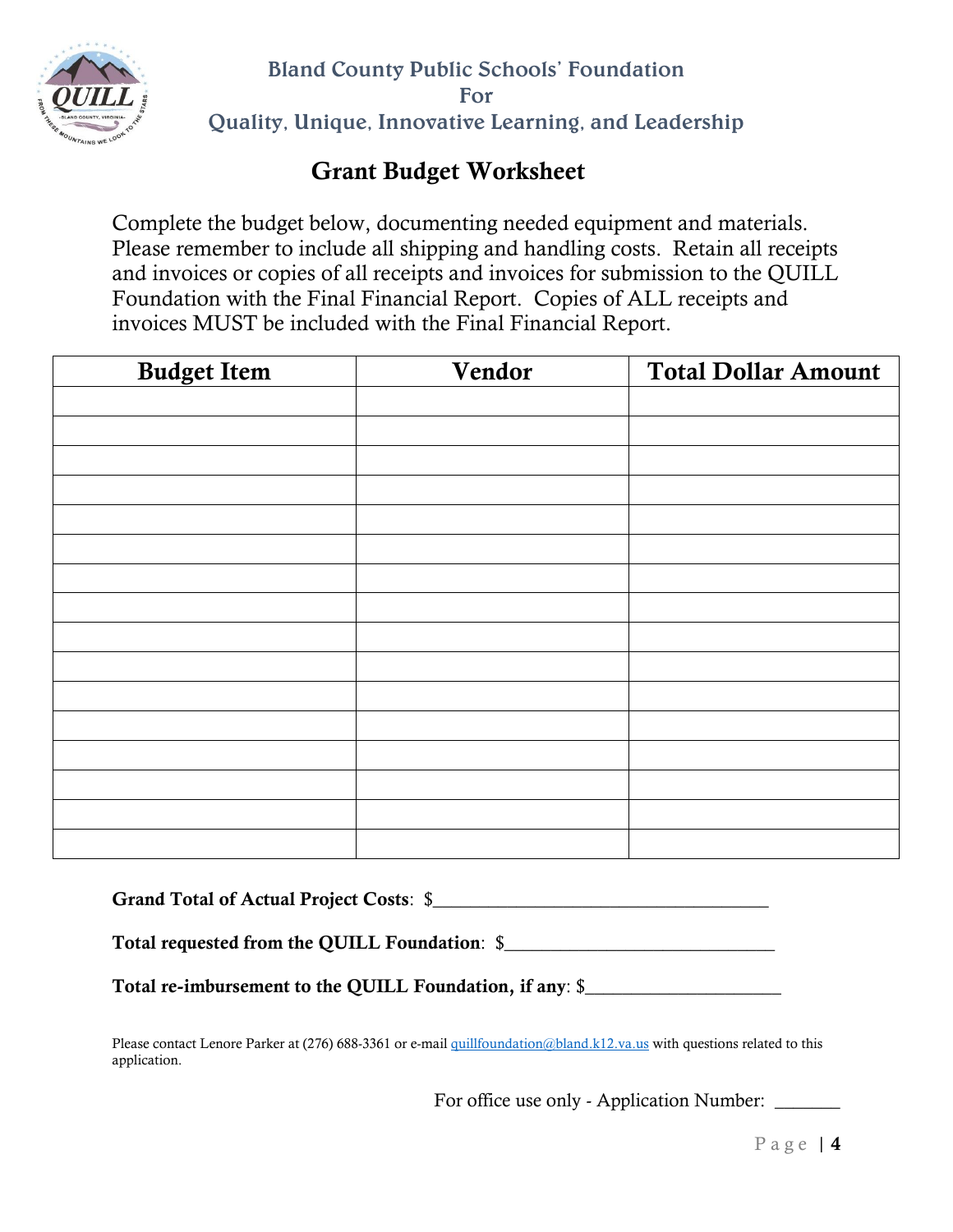Bland County Public Schools' Foundation
For
Quality, Unique, Innovative Learning, and Leadership

# Grant Budget Worksheet

Complete the budget below, documenting needed equipment and materials. Please remember to include all shipping and handling costs. Retain all receipts and invoices or copies of all receipts and invoices for submission to the QUILL Foundation with the Final Financial Report. Copies of ALL receipts and invoices MUST be included with the Final Financial Report.

| Budget Item | Vendor | Total Dollar Amount |
|---|---|---|
| | | |
| | | |
| | | |
| | | |
| | | |
| | | |
| | | |
| | | |
| | | |
| | | |
| | | |
| | | |
| | | |
| | | |
| | | |
| | | |

**Grand Total of Actual Project Costs**: $___________________________________

**Total requested from the QUILL Foundation**: $____________________________

**Total re-imbursement to the QUILL Foundation, if any**: $____________________

Please contact Lenore Parker at (276) 688-3361 or e-mail quillfoundation@bland.k12.va.us with questions related to this application.

For office use only - Application Number: _______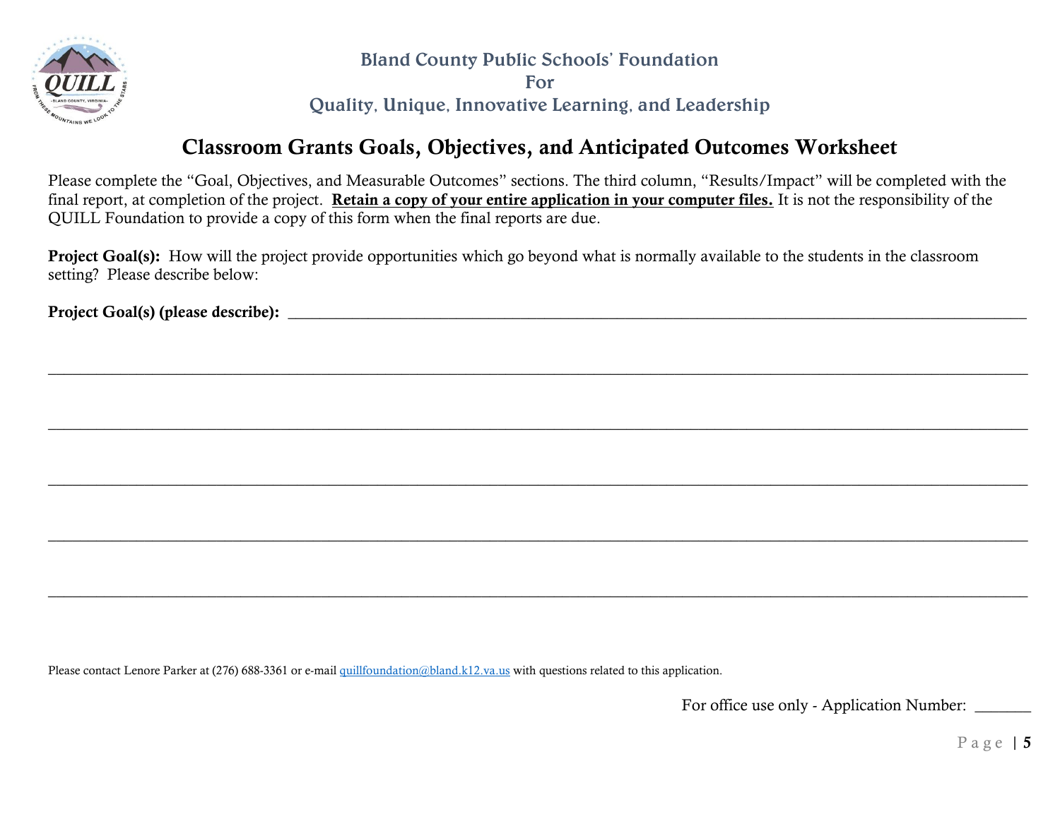# Bland County Public Schools' Foundation
# For
# Quality, Unique, Innovative Learning, and Leadership

## Classroom Grants Goals, Objectives, and Anticipated Outcomes Worksheet

Please complete the "Goal, Objectives, and Measurable Outcomes" sections. The third column, "Results/Impact" will be completed with the final report, at completion of the project. **Retain a copy of your entire application in your computer files.** It is not the responsibility of the QUILL Foundation to provide a copy of this form when the final reports are due.

**Project Goal(s):** How will the project provide opportunities which go beyond what is normally available to the students in the classroom setting? Please describe below:

**Project Goal(s) (please describe):** ________________________________________________________________________________

________________________________________________________________________________________________________

________________________________________________________________________________________________________

________________________________________________________________________________________________________

________________________________________________________________________________________________________

________________________________________________________________________________________________________

Please contact Lenore Parker at (276) 688-3361 or e-mail quillfoundation@bland.k12.va.us with questions related to this application.

For office use only - Application Number: _______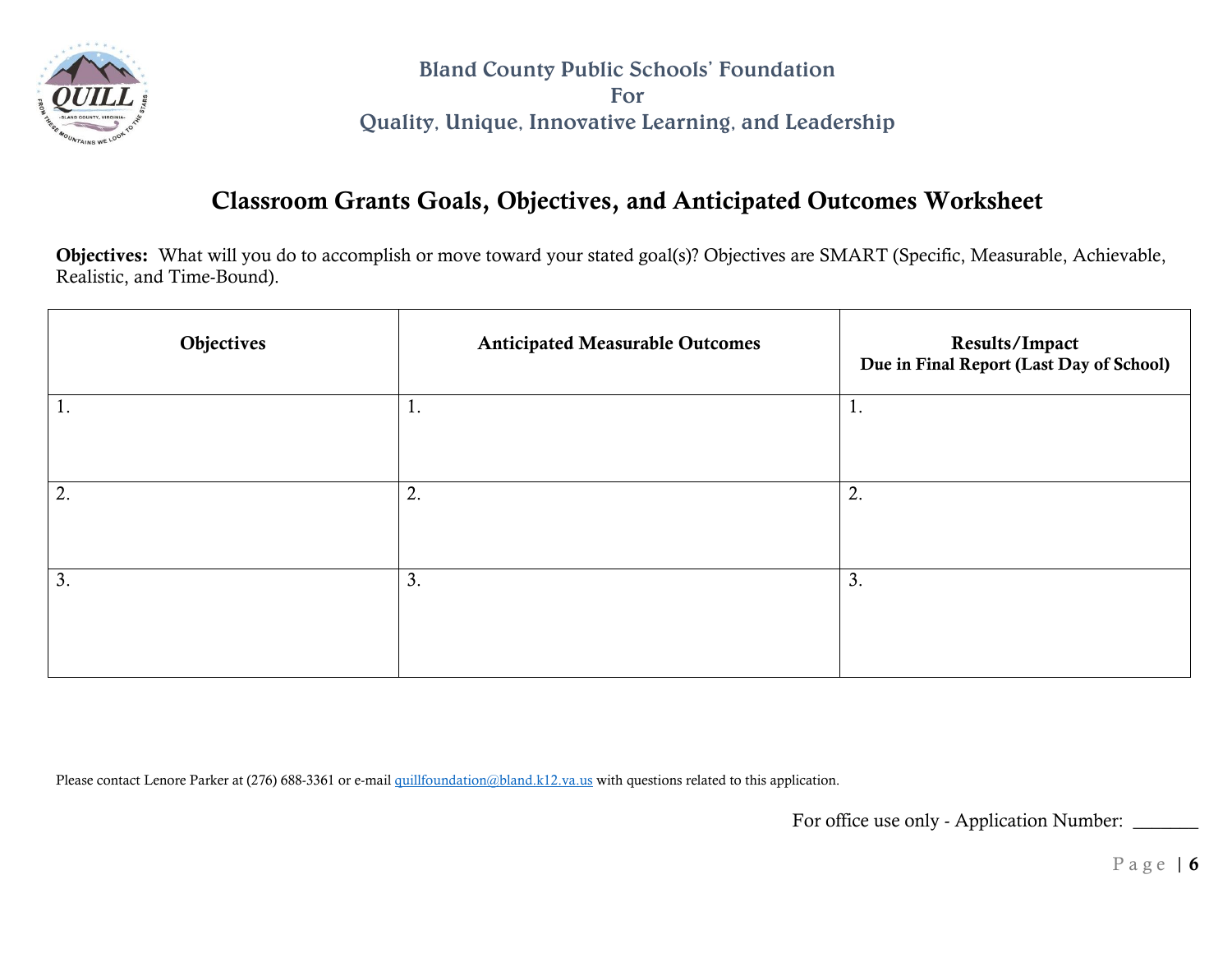Bland County Public Schools' Foundation
For
Quality, Unique, Innovative Learning, and Leadership

# Classroom Grants Goals, Objectives, and Anticipated Outcomes Worksheet

**Objectives:** What will you do to accomplish or move toward your stated goal(s)? Objectives are SMART (Specific, Measurable, Achievable, Realistic, and Time-Bound).

| Objectives | Anticipated Measurable Outcomes | Results/Impact Due in Final Report (Last Day of School) |
|---|---|---|
| 1. | 1. | 1. |
| 2. | 2. | 2. |
| 3. | 3. | 3. |

Please contact Lenore Parker at (276) 688-3361 or e-mail quillfoundation@bland.k12.va.us with questions related to this application.

For office use only - Application Number: _______